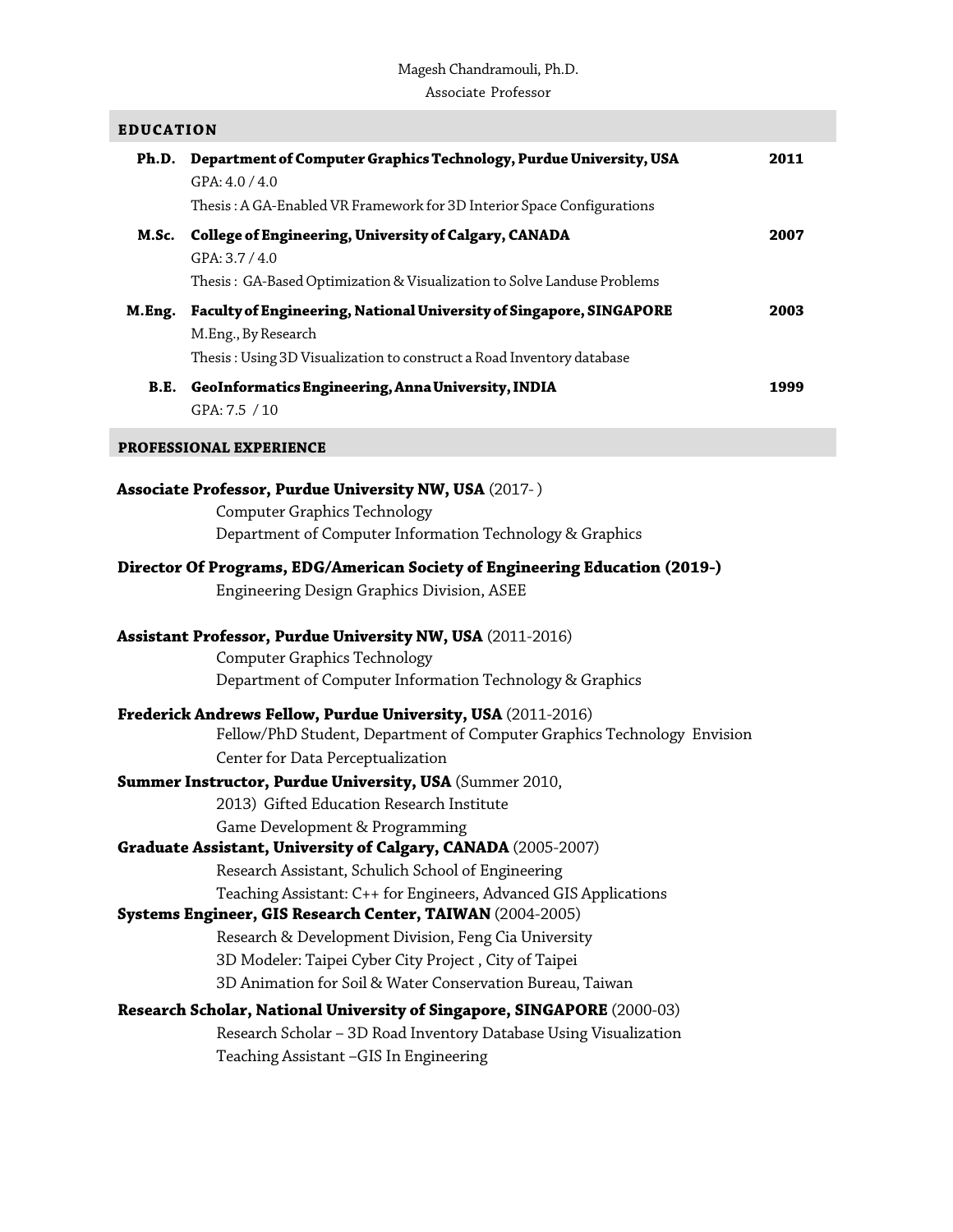Magesh Chandramouli, Ph.D.

Associate Professor

## EDUCATION

**Ph.D.** **Department of Computer Graphics Technology, Purdue University, USA** **2011**
GPA: 4.0 / 4.0
Thesis : A GA-Enabled VR Framework for 3D Interior Space Configurations

**M.Sc.** **College of Engineering, University of Calgary, CANADA** **2007**
GPA: 3.7 / 4.0
Thesis : GA-Based Optimization & Visualization to Solve Landuse Problems

**M.Eng.** **Faculty of Engineering, National University of Singapore, SINGAPORE** **2003**
M.Eng., By Research
Thesis : Using 3D Visualization to construct a Road Inventory database

**B.E.** **GeoInformatics Engineering, Anna University, INDIA** **1999**
GPA: 7.5 / 10

## PROFESSIONAL EXPERIENCE

**Associate Professor, Purdue University NW, USA** (2017- )
Computer Graphics Technology
Department of Computer Information Technology & Graphics

**Director Of Programs, EDG/American Society of Engineering Education (2019-)**
Engineering Design Graphics Division, ASEE

**Assistant Professor, Purdue University NW, USA** (2011-2016)
Computer Graphics Technology
Department of Computer Information Technology & Graphics

**Frederick Andrews Fellow, Purdue University, USA** (2011-2016)
Fellow/PhD Student, Department of Computer Graphics Technology Envision Center for Data Perceptualization

**Summer Instructor, Purdue University, USA** (Summer 2010, 2013) Gifted Education Research Institute
Game Development & Programming

**Graduate Assistant, University of Calgary, CANADA** (2005-2007)
Research Assistant, Schulich School of Engineering
Teaching Assistant: C++ for Engineers, Advanced GIS Applications

**Systems Engineer, GIS Research Center, TAIWAN** (2004-2005)
Research & Development Division, Feng Cia University
3D Modeler: Taipei Cyber City Project , City of Taipei
3D Animation for Soil & Water Conservation Bureau, Taiwan

**Research Scholar, National University of Singapore, SINGAPORE** (2000-03)
Research Scholar – 3D Road Inventory Database Using Visualization
Teaching Assistant –GIS In Engineering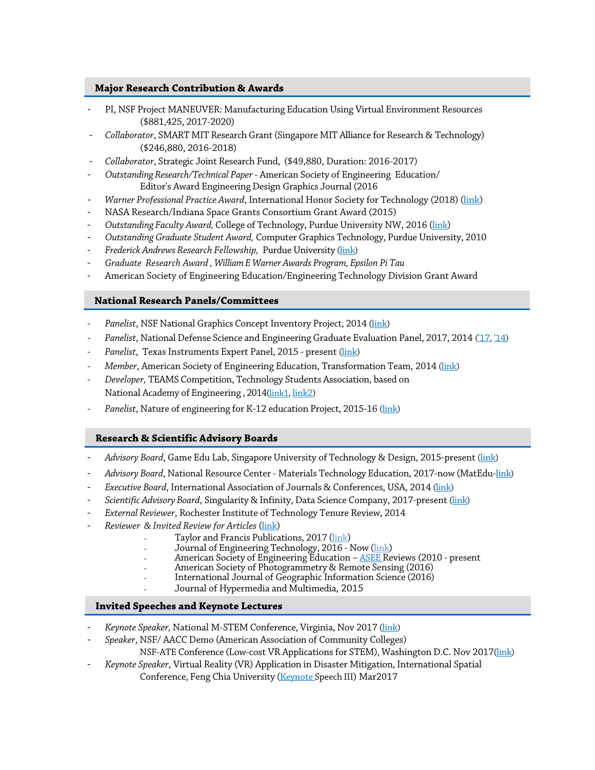## Major Research Contribution & Awards

- PI, NSF Project MANEUVER: Manufacturing Education Using Virtual Environment Resources ($881,425, 2017-2020)
- *Collaborator*, SMART MIT Research Grant (Singapore MIT Alliance for Research & Technology) ($246,880, 2016-2018)
- *Collaborator*, Strategic Joint Research Fund, ($49,880, Duration: 2016-2017)
- *Outstanding Research/Technical Paper* - American Society of Engineering Education/ Editor's Award Engineering Design Graphics Journal (2016
- *Warner Professional Practice Award*, International Honor Society for Technology (2018) (link)
- NASA Research/Indiana Space Grants Consortium Grant Award (2015)
- *Outstanding Faculty Award,* College of Technology, Purdue University NW, 2016 (link)
- *Outstanding Graduate Student Award,* Computer Graphics Technology, Purdue University, 2010
- *Frederick Andrews Research Fellowship,* Purdue University (link)
- *Graduate Research Award , William E Warner Awards Program, Epsilon Pi Tau*
- American Society of Engineering Education/Engineering Technology Division Grant Award

## National Research Panels/Committees

- *Panelist*, NSF National Graphics Concept Inventory Project, 2014 (link)
- *Panelist*, National Defense Science and Engineering Graduate Evaluation Panel, 2017, 2014 ('17, '14)
- *Panelist*, Texas Instruments Expert Panel, 2015 - present (link)
- *Member*, American Society of Engineering Education, Transformation Team, 2014 (link)
- *Developer,* TEAMS Competition, Technology Students Association, based on National Academy of Engineering , 2014(link1, link2)
- *Panelist*, Nature of engineering for K-12 education Project, 2015-16 (link)

## Research & Scientific Advisory Boards

- *Advisory Board*, Game Edu Lab, Singapore University of Technology & Design, 2015-present (link)
- *Advisory Board*, National Resource Center - Materials Technology Education, 2017-now (MatEdu-link)
- *Executive Board*, International Association of Journals & Conferences, USA, 2014 (link)
- *Scientific Advisory Board*, Singularity & Infinity, Data Science Company, 2017-present (link)
- *External Reviewer*, Rochester Institute of Technology Tenure Review, 2014
- *Reviewer & Invited Review for Articles* (link)
  - Taylor and Francis Publications, 2017 (link)
  - Journal of Engineering Technology, 2016 - Now (link)
  - American Society of Engineering Education – ASEE Reviews (2010 - present
  - American Society of Photogrammetry & Remote Sensing (2016)
  - International Journal of Geographic Information Science (2016)
  - Journal of Hypermedia and Multimedia, 2015

## Invited Speeches and Keynote Lectures

- *Keynote Speaker,* National M-STEM Conference, Virginia, Nov 2017 (link)
- *Speaker*, NSF/ AACC Demo (American Association of Community Colleges) NSF-ATE Conference (Low-cost VR Applications for STEM), Washington D.C. Nov 2017(link)
- *Keynote Speaker*, Virtual Reality (VR) Application in Disaster Mitigation, International Spatial Conference, Feng Chia University (Keynote Speech III) Mar2017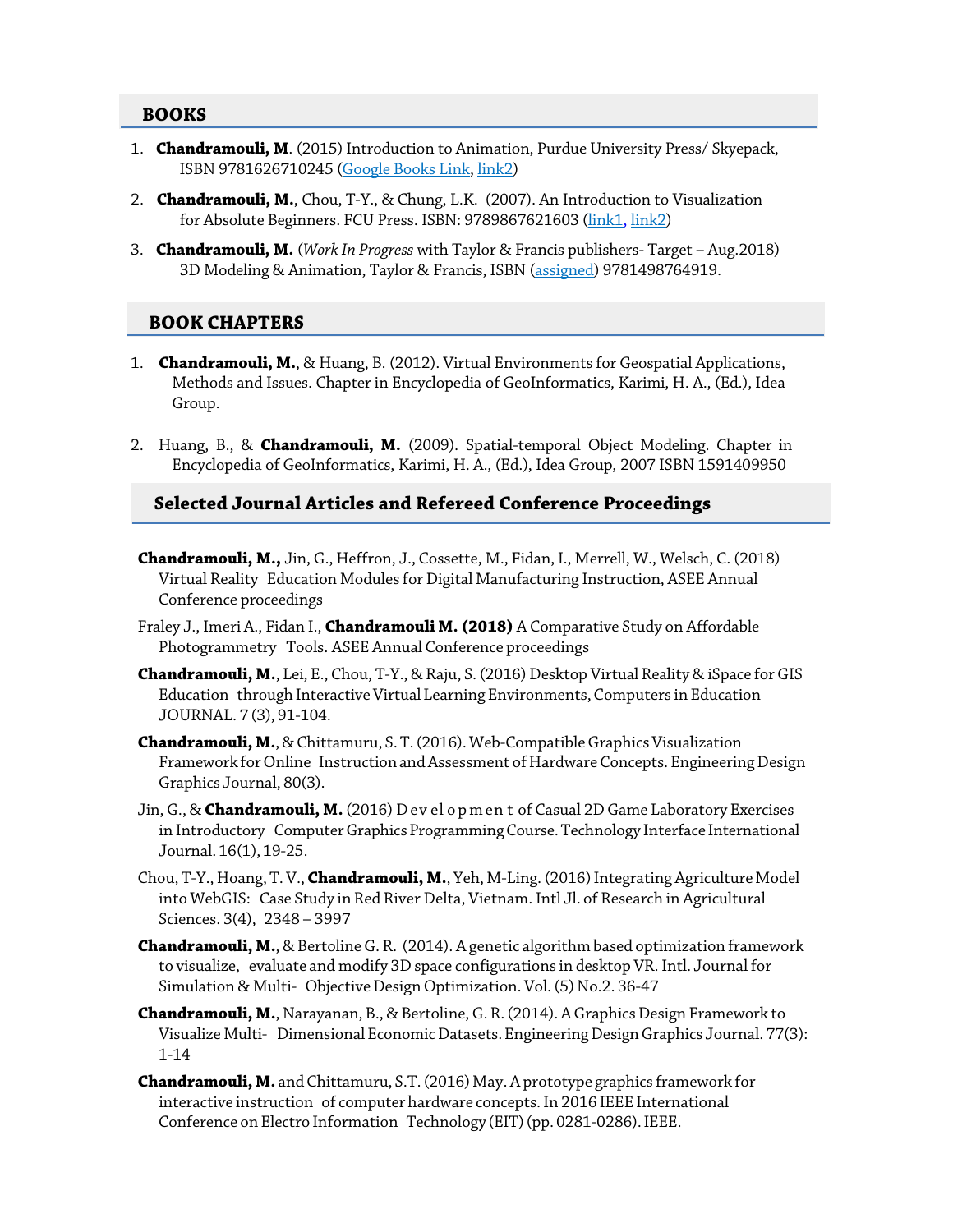## BOOKS

1. **Chandramouli, M**. (2015) Introduction to Animation, Purdue University Press/ Skyepack, ISBN 9781626710245 (Google Books Link, link2)
2. **Chandramouli, M.**, Chou, T-Y., & Chung, L.K. (2007). An Introduction to Visualization for Absolute Beginners. FCU Press. ISBN: 9789867621603 (link1, link2)
3. **Chandramouli, M.** (*Work In Progress* with Taylor & Francis publishers- Target – Aug.2018) 3D Modeling & Animation, Taylor & Francis, ISBN (assigned) 9781498764919.

## BOOK CHAPTERS

1. **Chandramouli, M.**, & Huang, B. (2012). Virtual Environments for Geospatial Applications, Methods and Issues. Chapter in Encyclopedia of GeoInformatics, Karimi, H. A., (Ed.), Idea Group.

2. Huang, B., & **Chandramouli, M.** (2009). Spatial-temporal Object Modeling. Chapter in Encyclopedia of GeoInformatics, Karimi, H. A., (Ed.), Idea Group, 2007 ISBN 1591409950

## Selected Journal Articles and Refereed Conference Proceedings

**Chandramouli, M.,** Jin, G., Heffron, J., Cossette, M., Fidan, I., Merrell, W., Welsch, C. (2018) Virtual Reality Education Modules for Digital Manufacturing Instruction, ASEE Annual Conference proceedings

Fraley J., Imeri A., Fidan I., **Chandramouli M. (2018)** A Comparative Study on Affordable Photogrammetry Tools. ASEE Annual Conference proceedings

**Chandramouli, M.**, Lei, E., Chou, T-Y., & Raju, S. (2016) Desktop Virtual Reality & iSpace for GIS Education through Interactive Virtual Learning Environments, Computers in Education JOURNAL. 7 (3), 91-104.

**Chandramouli, M.**, & Chittamuru, S. T. (2016). Web-Compatible Graphics Visualization Framework for Online Instruction and Assessment of Hardware Concepts. Engineering Design Graphics Journal, 80(3).

Jin, G., & **Chandramouli, M.** (2016) Development of Casual 2D Game Laboratory Exercises in Introductory Computer Graphics Programming Course. Technology Interface International Journal. 16(1), 19-25.

Chou, T-Y., Hoang, T. V., **Chandramouli, M.**, Yeh, M-Ling. (2016) Integrating Agriculture Model into WebGIS: Case Study in Red River Delta, Vietnam. Intl Jl. of Research in Agricultural Sciences. 3(4), 2348 – 3997

**Chandramouli, M.**, & Bertoline G. R. (2014). A genetic algorithm based optimization framework to visualize, evaluate and modify 3D space configurations in desktop VR. Intl. Journal for Simulation & Multi- Objective Design Optimization. Vol. (5) No.2. 36-47

**Chandramouli, M.**, Narayanan, B., & Bertoline, G. R. (2014). A Graphics Design Framework to Visualize Multi- Dimensional Economic Datasets. Engineering Design Graphics Journal. 77(3): 1-14

**Chandramouli, M.** and Chittamuru, S.T. (2016) May. A prototype graphics framework for interactive instruction of computer hardware concepts. In 2016 IEEE International Conference on Electro Information Technology (EIT) (pp. 0281-0286). IEEE.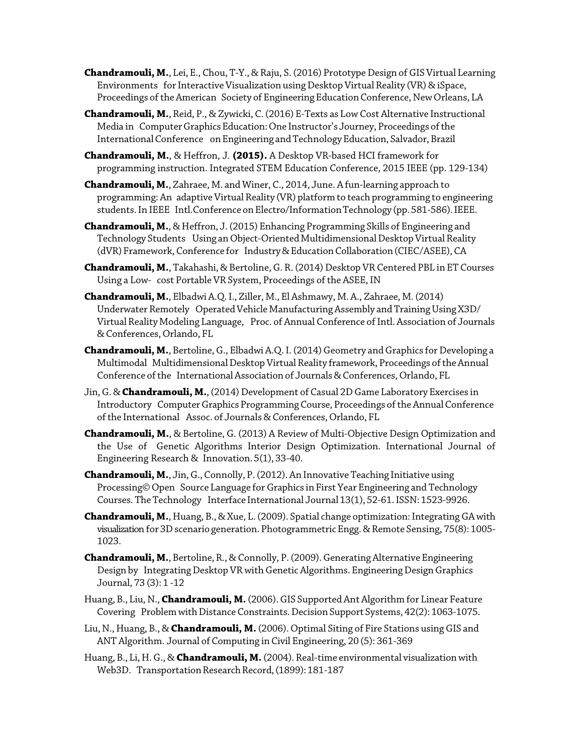**Chandramouli, M.**, Lei, E., Chou, T-Y., & Raju, S. (2016) Prototype Design of GIS Virtual Learning Environments for Interactive Visualization using Desktop Virtual Reality (VR) & iSpace, Proceedings of the American Society of Engineering Education Conference, New Orleans, LA

**Chandramouli, M.**, Reid, P., & Zywicki, C. (2016) E-Texts as Low Cost Alternative Instructional Media in Computer Graphics Education: One Instructor's Journey, Proceedings of the International Conference on Engineering and Technology Education, Salvador, Brazil

**Chandramouli, M.**, & Heffron, J. **(2015).** A Desktop VR-based HCI framework for programming instruction. Integrated STEM Education Conference, 2015 IEEE (pp. 129-134)

**Chandramouli, M.**, Zahraee, M. and Winer, C., 2014, June. A fun-learning approach to programming: An adaptive Virtual Reality (VR) platform to teach programming to engineering students. In IEEE Intl.Conference on Electro/Information Technology (pp. 581-586). IEEE.

**Chandramouli, M.**, & Heffron, J. (2015) Enhancing Programming Skills of Engineering and Technology Students Using an Object-Oriented Multidimensional Desktop Virtual Reality (dVR) Framework, Conference for Industry & Education Collaboration (CIEC/ASEE), CA

**Chandramouli, M.**, Takahashi, & Bertoline, G. R. (2014) Desktop VR Centered PBL in ET Courses Using a Low- cost Portable VR System, Proceedings of the ASEE, IN

**Chandramouli, M.**, Elbadwi A.Q. I., Ziller, M., El Ashmawy, M. A., Zahraee, M. (2014) Underwater Remotely Operated Vehicle Manufacturing Assembly and Training Using X3D/ Virtual Reality Modeling Language, Proc. of Annual Conference of Intl. Association of Journals & Conferences, Orlando, FL

**Chandramouli, M.**, Bertoline, G., Elbadwi A.Q. I. (2014) Geometry and Graphics for Developing a Multimodal Multidimensional Desktop Virtual Reality framework, Proceedings of the Annual Conference of the International Association of Journals & Conferences, Orlando, FL

Jin, G. & **Chandramouli, M.**, (2014) Development of Casual 2D Game Laboratory Exercises in Introductory Computer Graphics Programming Course, Proceedings of the Annual Conference of the International Assoc. of Journals & Conferences, Orlando, FL

**Chandramouli, M.**, & Bertoline, G. (2013) A Review of Multi-Objective Design Optimization and the Use of Genetic Algorithms Interior Design Optimization. International Journal of Engineering Research & Innovation. 5(1), 33-40.

**Chandramouli, M.**, Jin, G., Connolly, P. (2012). An Innovative Teaching Initiative using Processing© Open Source Language for Graphics in First Year Engineering and Technology Courses. The Technology Interface International Journal 13(1), 52-61. ISSN: 1523-9926.

**Chandramouli, M.**, Huang, B., & Xue, L. (2009). Spatial change optimization: Integrating GA with visualization for 3D scenario generation. Photogrammetric Engg. & Remote Sensing, 75(8): 1005-1023.

**Chandramouli, M.**, Bertoline, R., & Connolly, P. (2009). Generating Alternative Engineering Design by Integrating Desktop VR with Genetic Algorithms. Engineering Design Graphics Journal, 73 (3): 1 -12

Huang, B., Liu, N., **Chandramouli, M.** (2006). GIS Supported Ant Algorithm for Linear Feature Covering Problem with Distance Constraints. Decision Support Systems, 42(2): 1063-1075.

Liu, N., Huang, B., & **Chandramouli, M.** (2006). Optimal Siting of Fire Stations using GIS and ANT Algorithm. Journal of Computing in Civil Engineering, 20 (5): 361-369

Huang, B., Li, H. G., & **Chandramouli, M.** (2004). Real-time environmental visualization with Web3D. Transportation Research Record, (1899): 181-187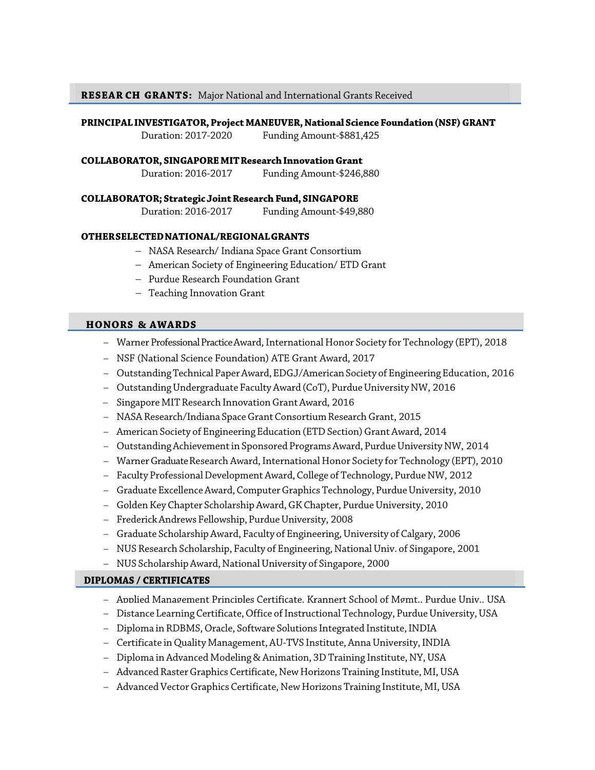## RESEARCH GRANTS: Major National and International Grants Received

**PRINCIPAL INVESTIGATOR, Project MANEUVER, National Science Foundation (NSF) GRANT**
Duration: 2017-2020 Funding Amount-$881,425

**COLLABORATOR, SINGAPORE MIT Research Innovation Grant**
Duration: 2016-2017 Funding Amount-$246,880

**COLLABORATOR; Strategic Joint Research Fund, SINGAPORE**
Duration: 2016-2017 Funding Amount-$49,880

**OTHER SELECTED NATIONAL/REGIONAL GRANTS**

- NASA Research/ Indiana Space Grant Consortium
- American Society of Engineering Education/ ETD Grant
- Purdue Research Foundation Grant
- Teaching Innovation Grant

## HONORS & AWARDS

- Warner Professional Practice Award, International Honor Society for Technology (EPT), 2018
- NSF (National Science Foundation) ATE Grant Award, 2017
- Outstanding Technical Paper Award, EDGJ/American Society of Engineering Education, 2016
- Outstanding Undergraduate Faculty Award (CoT), Purdue University NW, 2016
- Singapore MIT Research Innovation Grant Award, 2016
- NASA Research/Indiana Space Grant Consortium Research Grant, 2015
- American Society of Engineering Education (ETD Section) Grant Award, 2014
- Outstanding Achievement in Sponsored Programs Award, Purdue University NW, 2014
- Warner Graduate Research Award, International Honor Society for Technology (EPT), 2010
- Faculty Professional Development Award, College of Technology, Purdue NW, 2012
- Graduate Excellence Award, Computer Graphics Technology, Purdue University, 2010
- Golden Key Chapter Scholarship Award, GK Chapter, Purdue University, 2010
- Frederick Andrews Fellowship, Purdue University, 2008
- Graduate Scholarship Award, Faculty of Engineering, University of Calgary, 2006
- NUS Research Scholarship, Faculty of Engineering, National Univ. of Singapore, 2001
- NUS Scholarship Award, National University of Singapore, 2000

## DIPLOMAS / CERTIFICATES

- Applied Management Principles Certificate, Krannert School of Mgmt., Purdue Univ., USA
- Distance Learning Certificate, Office of Instructional Technology, Purdue University, USA
- Diploma in RDBMS, Oracle, Software Solutions Integrated Institute, INDIA
- Certificate in Quality Management, AU-TVS Institute, Anna University, INDIA
- Diploma in Advanced Modeling & Animation, 3D Training Institute, NY, USA
- Advanced Raster Graphics Certificate, New Horizons Training Institute, MI, USA
- Advanced Vector Graphics Certificate, New Horizons Training Institute, MI, USA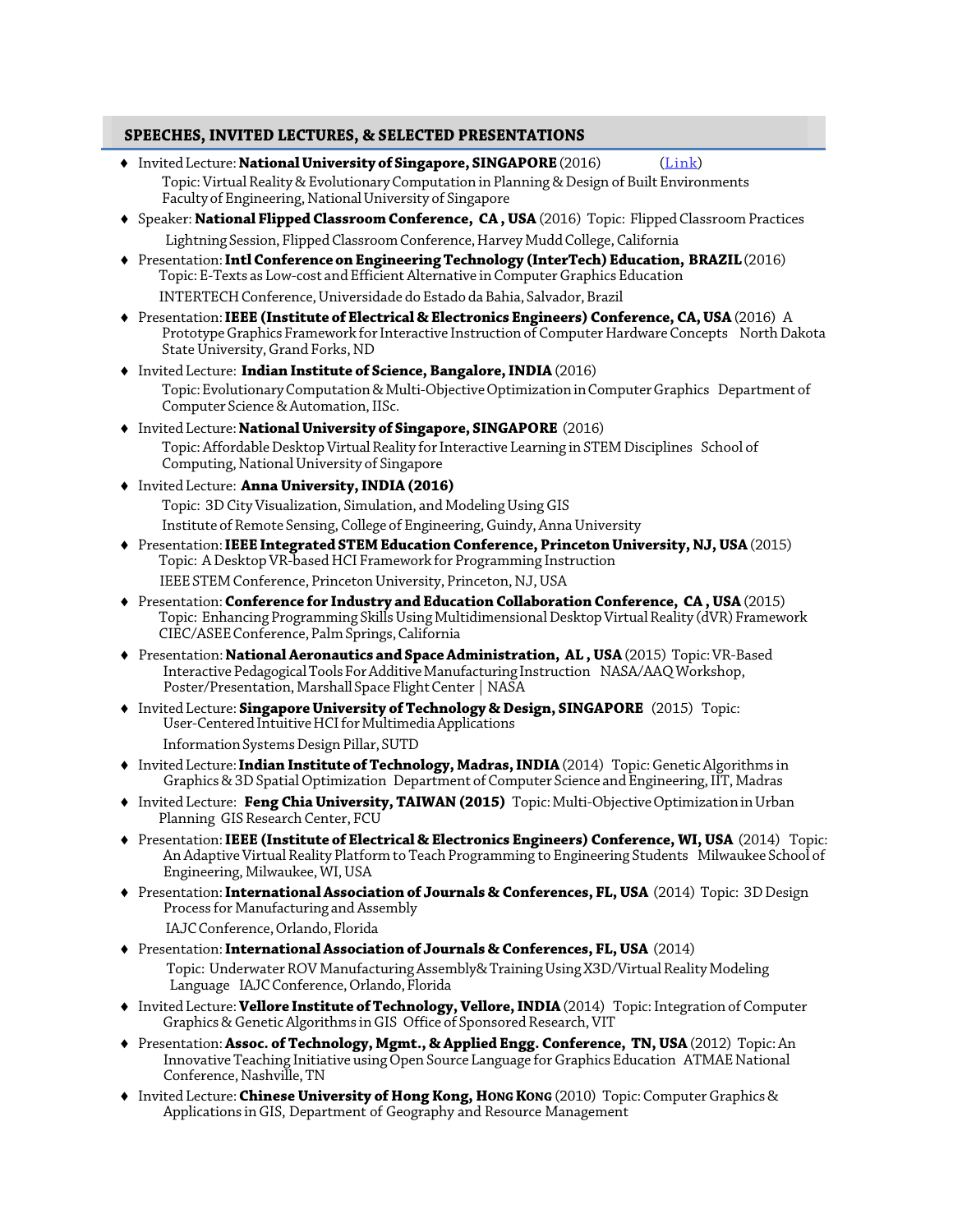## SPEECHES, INVITED LECTURES, & SELECTED PRESENTATIONS

- Invited Lecture: **National University of Singapore, SINGAPORE** (2016) ([Link](#))
  Topic: Virtual Reality & Evolutionary Computation in Planning & Design of Built Environments
  Faculty of Engineering, National University of Singapore
- Speaker: **National Flipped Classroom Conference, CA , USA** (2016) Topic: Flipped Classroom Practices
  Lightning Session, Flipped Classroom Conference, Harvey Mudd College, California
- Presentation: **Intl Conference on Engineering Technology (InterTech) Education, BRAZIL** (2016)
  Topic: E-Texts as Low-cost and Efficient Alternative in Computer Graphics Education
  INTERTECH Conference, Universidade do Estado da Bahia, Salvador, Brazil
- Presentation: **IEEE (Institute of Electrical & Electronics Engineers) Conference, CA, USA** (2016) A Prototype Graphics Framework for Interactive Instruction of Computer Hardware Concepts North Dakota State University, Grand Forks, ND
- Invited Lecture: **Indian Institute of Science, Bangalore, INDIA** (2016)
  Topic: Evolutionary Computation & Multi-Objective Optimization in Computer Graphics Department of Computer Science & Automation, IISc.
- Invited Lecture: **National University of Singapore, SINGAPORE** (2016)
  Topic: Affordable Desktop Virtual Reality for Interactive Learning in STEM Disciplines School of Computing, National University of Singapore
- Invited Lecture: **Anna University, INDIA (2016)**
  Topic: 3D City Visualization, Simulation, and Modeling Using GIS
  Institute of Remote Sensing, College of Engineering, Guindy, Anna University
- Presentation: **IEEE Integrated STEM Education Conference, Princeton University, NJ, USA** (2015)
  Topic: A Desktop VR-based HCI Framework for Programming Instruction
  IEEE STEM Conference, Princeton University, Princeton, NJ, USA
- Presentation: **Conference for Industry and Education Collaboration Conference, CA , USA** (2015)
  Topic: Enhancing Programming Skills Using Multidimensional Desktop Virtual Reality (dVR) Framework
  CIEC/ASEE Conference, Palm Springs, California
- Presentation: **National Aeronautics and Space Administration, AL , USA** (2015) Topic: VR-Based Interactive Pedagogical Tools For Additive Manufacturing Instruction NASA/AAQ Workshop, Poster/Presentation, Marshall Space Flight Center | NASA
- Invited Lecture: **Singapore University of Technology & Design, SINGAPORE** (2015) Topic: User-Centered Intuitive HCI for Multimedia Applications
  Information Systems Design Pillar, SUTD
- Invited Lecture: **Indian Institute of Technology, Madras, INDIA** (2014) Topic: Genetic Algorithms in Graphics & 3D Spatial Optimization Department of Computer Science and Engineering, IIT, Madras
- Invited Lecture: **Feng Chia University, TAIWAN (2015)** Topic: Multi-Objective Optimization in Urban Planning GIS Research Center, FCU
- Presentation: **IEEE (Institute of Electrical & Electronics Engineers) Conference, WI, USA** (2014) Topic: An Adaptive Virtual Reality Platform to Teach Programming to Engineering Students Milwaukee School of Engineering, Milwaukee, WI, USA
- Presentation: **International Association of Journals & Conferences, FL, USA** (2014) Topic: 3D Design Process for Manufacturing and Assembly
  IAJC Conference, Orlando, Florida
- Presentation: **International Association of Journals & Conferences, FL, USA** (2014)
  Topic: Underwater ROV Manufacturing Assembly& Training Using X3D/Virtual Reality Modeling Language IAJC Conference, Orlando, Florida
- Invited Lecture: **Vellore Institute of Technology, Vellore, INDIA** (2014) Topic: Integration of Computer Graphics & Genetic Algorithms in GIS Office of Sponsored Research, VIT
- Presentation: **Assoc. of Technology, Mgmt., & Applied Engg. Conference, TN, USA** (2012) Topic: An Innovative Teaching Initiative using Open Source Language for Graphics Education ATMAE National Conference, Nashville, TN
- Invited Lecture: **Chinese University of Hong Kong, HONG KONG** (2010) Topic: Computer Graphics & Applications in GIS, Department of Geography and Resource Management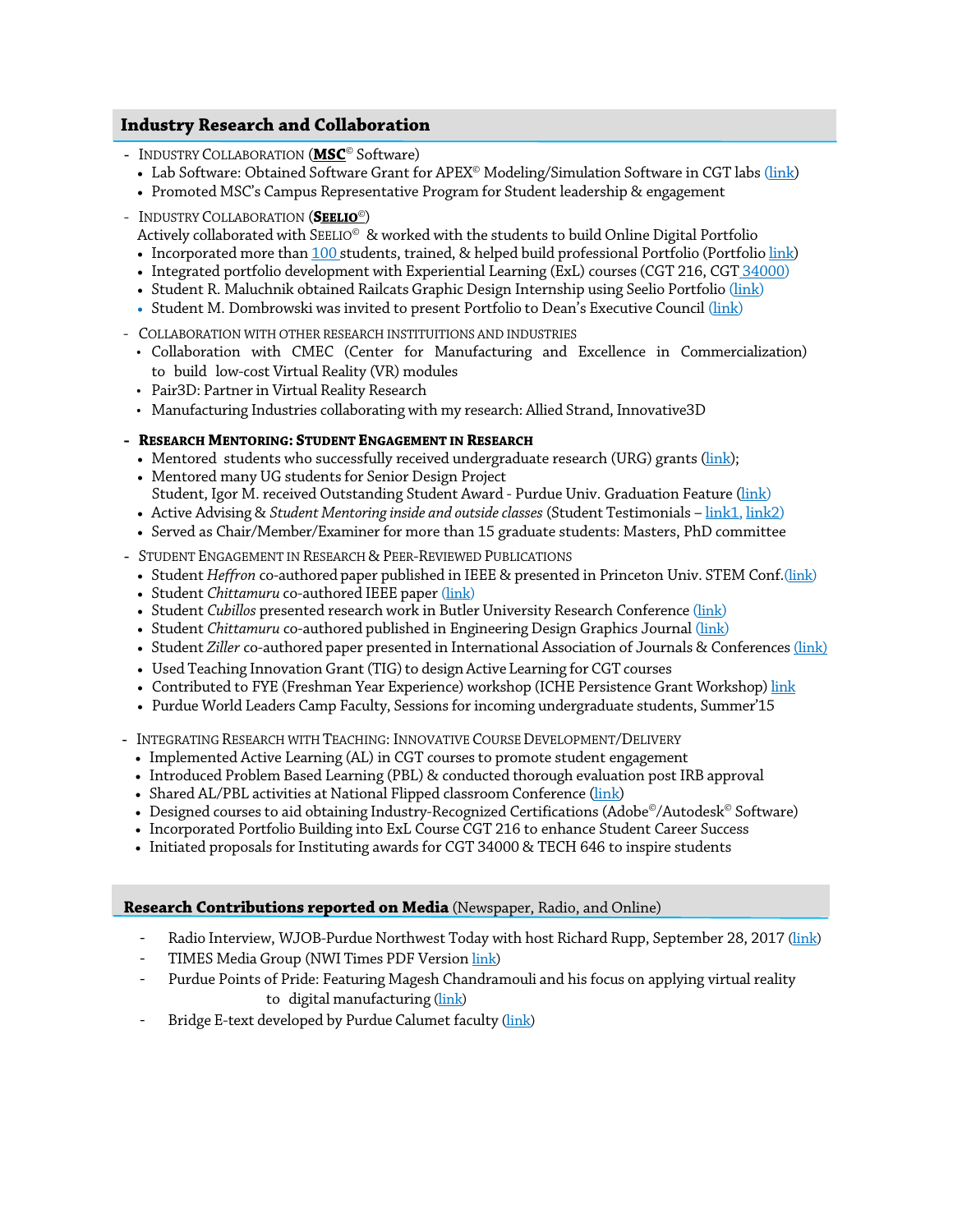## Industry Research and Collaboration

- INDUSTRY COLLABORATION (**MSC**© Software)
  - Lab Software: Obtained Software Grant for APEX© Modeling/Simulation Software in CGT labs (link)
  - Promoted MSC's Campus Representative Program for Student leadership & engagement
- INDUSTRY COLLABORATION (**SEELIO**©)

  Actively collaborated with SEELIO© & worked with the students to build Online Digital Portfolio
  - Incorporated more than 100 students, trained, & helped build professional Portfolio (Portfolio link)
  - Integrated portfolio development with Experiential Learning (ExL) courses (CGT 216, CGT 34000)
  - Student R. Maluchnik obtained Railcats Graphic Design Internship using Seelio Portfolio (link)
  - Student M. Dombrowski was invited to present Portfolio to Dean's Executive Council (link)
- COLLABORATION WITH OTHER RESEARCH INSTITUITIONS AND INDUSTRIES
  - Collaboration with CMEC (Center for Manufacturing and Excellence in Commercialization) to build low-cost Virtual Reality (VR) modules
  - Pair3D: Partner in Virtual Reality Research
  - Manufacturing Industries collaborating with my research: Allied Strand, Innovative3D
- **RESEARCH MENTORING: STUDENT ENGAGEMENT IN RESEARCH**
  - Mentored students who successfully received undergraduate research (URG) grants (link);
  - Mentored many UG students for Senior Design Project

    Student, Igor M. received Outstanding Student Award - Purdue Univ. Graduation Feature (link)
  - Active Advising & *Student Mentoring inside and outside classes* (Student Testimonials – link1, link2)
  - Served as Chair/Member/Examiner for more than 15 graduate students: Masters, PhD committee
- STUDENT ENGAGEMENT IN RESEARCH & PEER-REVIEWED PUBLICATIONS
  - Student *Heffron* co-authored paper published in IEEE & presented in Princeton Univ. STEM Conf.(link)
  - Student *Chittamuru* co-authored IEEE paper (link)
  - Student *Cubillos* presented research work in Butler University Research Conference (link)
  - Student *Chittamuru* co-authored published in Engineering Design Graphics Journal (link)
  - Student *Ziller* co-authored paper presented in International Association of Journals & Conferences (link)
  - Used Teaching Innovation Grant (TIG) to design Active Learning for CGT courses
  - Contributed to FYE (Freshman Year Experience) workshop (ICHE Persistence Grant Workshop) link
  - Purdue World Leaders Camp Faculty, Sessions for incoming undergraduate students, Summer'15
- INTEGRATING RESEARCH WITH TEACHING: INNOVATIVE COURSE DEVELOPMENT/DELIVERY
  - Implemented Active Learning (AL) in CGT courses to promote student engagement
  - Introduced Problem Based Learning (PBL) & conducted thorough evaluation post IRB approval
  - Shared AL/PBL activities at National Flipped classroom Conference (link)
  - Designed courses to aid obtaining Industry-Recognized Certifications (Adobe©/Autodesk© Software)
  - Incorporated Portfolio Building into ExL Course CGT 216 to enhance Student Career Success
  - Initiated proposals for Instituting awards for CGT 34000 & TECH 646 to inspire students

## Research Contributions reported on Media (Newspaper, Radio, and Online)

- Radio Interview, WJOB-Purdue Northwest Today with host Richard Rupp, September 28, 2017 (link)
- TIMES Media Group (NWI Times PDF Version link)
- Purdue Points of Pride: Featuring Magesh Chandramouli and his focus on applying virtual reality to digital manufacturing (link)
- Bridge E-text developed by Purdue Calumet faculty (link)